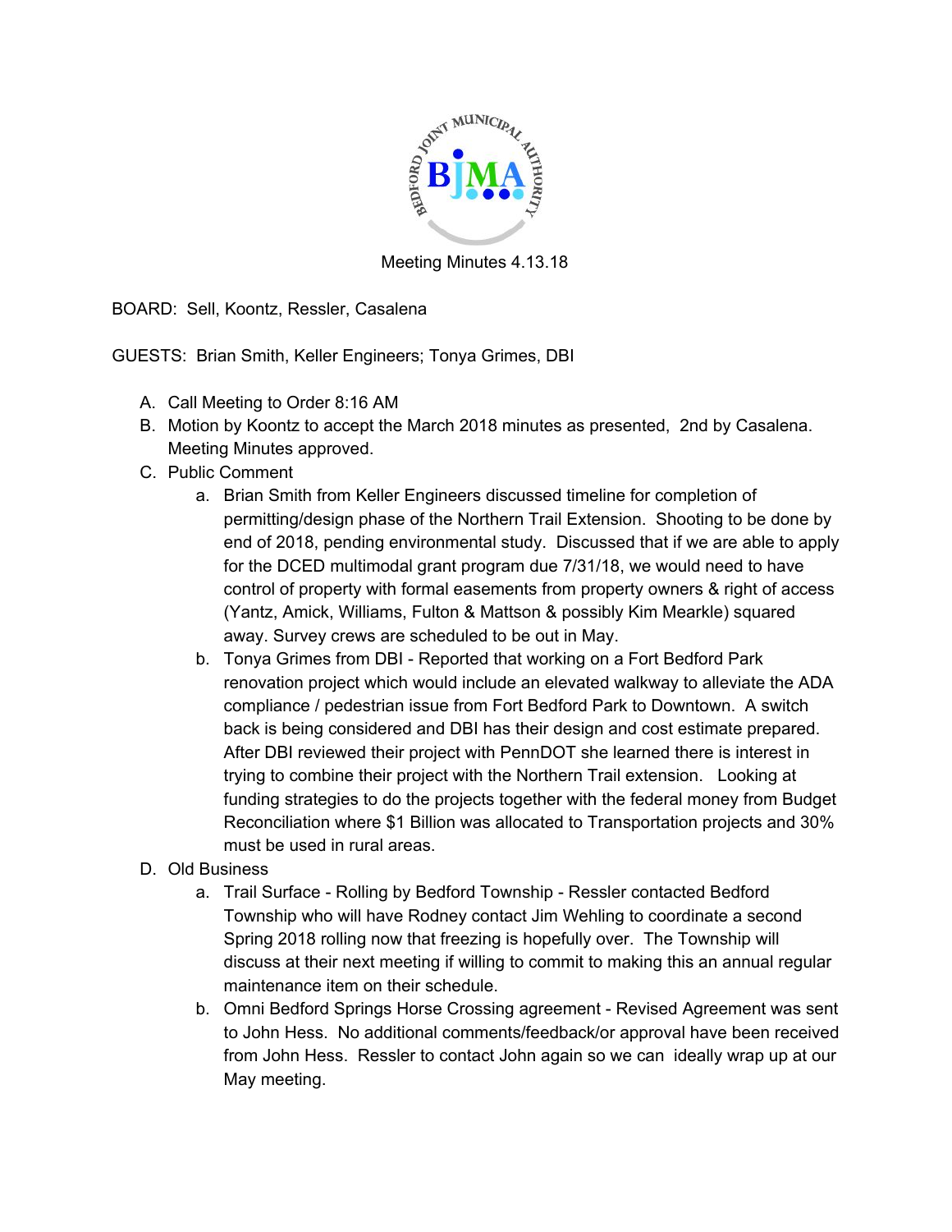Meeting Minutes 4.13.18

BOARD: Sell, Koontz, Ressler, Casalena

GUESTS: Brian Smith, Keller Engineers; Tonya Grimes, DBI

A. Call Meeting to Order 8:16 AM
B. Motion by Koontz to accept the March 2018 minutes as presented, 2nd by Casalena. Meeting Minutes approved.
C. Public Comment
    a. Brian Smith from Keller Engineers discussed timeline for completion of permitting/design phase of the Northern Trail Extension. Shooting to be done by end of 2018, pending environmental study. Discussed that if we are able to apply for the DCED multimodal grant program due 7/31/18, we would need to have control of property with formal easements from property owners & right of access (Yantz, Amick, Williams, Fulton & Mattson & possibly Kim Mearkle) squared away. Survey crews are scheduled to be out in May.
    b. Tonya Grimes from DBI - Reported that working on a Fort Bedford Park renovation project which would include an elevated walkway to alleviate the ADA compliance / pedestrian issue from Fort Bedford Park to Downtown. A switch back is being considered and DBI has their design and cost estimate prepared. After DBI reviewed their project with PennDOT she learned there is interest in trying to combine their project with the Northern Trail extension. Looking at funding strategies to do the projects together with the federal money from Budget Reconciliation where $1 Billion was allocated to Transportation projects and 30% must be used in rural areas.
D. Old Business
    a. Trail Surface - Rolling by Bedford Township - Ressler contacted Bedford Township who will have Rodney contact Jim Wehling to coordinate a second Spring 2018 rolling now that freezing is hopefully over. The Township will discuss at their next meeting if willing to commit to making this an annual regular maintenance item on their schedule.
    b. Omni Bedford Springs Horse Crossing agreement - Revised Agreement was sent to John Hess. No additional comments/feedback/or approval have been received from John Hess. Ressler to contact John again so we can ideally wrap up at our May meeting.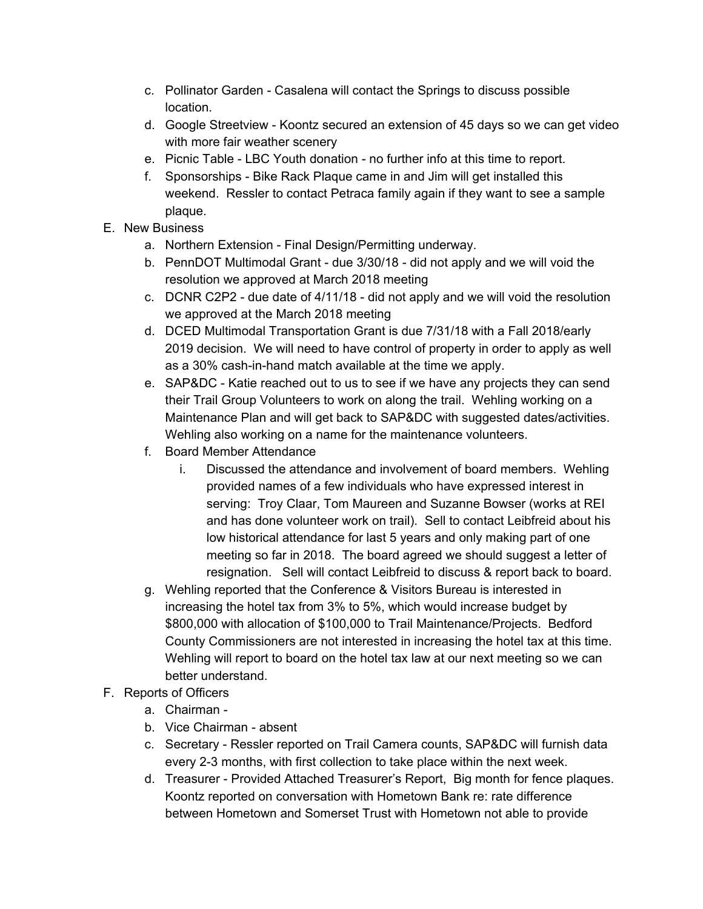c. Pollinator Garden - Casalena will contact the Springs to discuss possible location.
   d. Google Streetview - Koontz secured an extension of 45 days so we can get video with more fair weather scenery
   e. Picnic Table - LBC Youth donation - no further info at this time to report.
   f. Sponsorships - Bike Rack Plaque came in and Jim will get installed this weekend. Ressler to contact Petraca family again if they want to see a sample plaque.

E. New Business
   a. Northern Extension - Final Design/Permitting underway.
   b. PennDOT Multimodal Grant - due 3/30/18 - did not apply and we will void the resolution we approved at March 2018 meeting
   c. DCNR C2P2 - due date of 4/11/18 - did not apply and we will void the resolution we approved at the March 2018 meeting
   d. DCED Multimodal Transportation Grant is due 7/31/18 with a Fall 2018/early 2019 decision. We will need to have control of property in order to apply as well as a 30% cash-in-hand match available at the time we apply.
   e. SAP&DC - Katie reached out to us to see if we have any projects they can send their Trail Group Volunteers to work on along the trail. Wehling working on a Maintenance Plan and will get back to SAP&DC with suggested dates/activities. Wehling also working on a name for the maintenance volunteers.
   f. Board Member Attendance
      i. Discussed the attendance and involvement of board members. Wehling provided names of a few individuals who have expressed interest in serving: Troy Claar, Tom Maureen and Suzanne Bowser (works at REI and has done volunteer work on trail). Sell to contact Leibfreid about his low historical attendance for last 5 years and only making part of one meeting so far in 2018. The board agreed we should suggest a letter of resignation. Sell will contact Leibfreid to discuss & report back to board.
   g. Wehling reported that the Conference & Visitors Bureau is interested in increasing the hotel tax from 3% to 5%, which would increase budget by $800,000 with allocation of $100,000 to Trail Maintenance/Projects. Bedford County Commissioners are not interested in increasing the hotel tax at this time. Wehling will report to board on the hotel tax law at our next meeting so we can better understand.

F. Reports of Officers
   a. Chairman -
   b. Vice Chairman - absent
   c. Secretary - Ressler reported on Trail Camera counts, SAP&DC will furnish data every 2-3 months, with first collection to take place within the next week.
   d. Treasurer - Provided Attached Treasurer's Report, Big month for fence plaques. Koontz reported on conversation with Hometown Bank re: rate difference between Hometown and Somerset Trust with Hometown not able to provide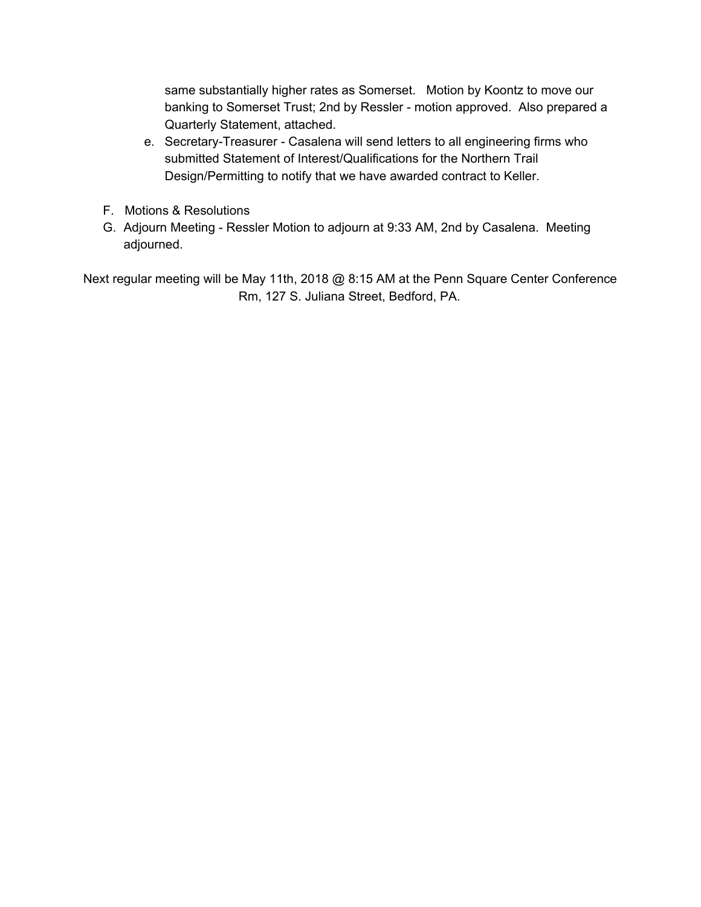same substantially higher rates as Somerset. Motion by Koontz to move our banking to Somerset Trust; 2nd by Ressler - motion approved. Also prepared a Quarterly Statement, attached.

e. Secretary-Treasurer - Casalena will send letters to all engineering firms who submitted Statement of Interest/Qualifications for the Northern Trail Design/Permitting to notify that we have awarded contract to Keller.

F. Motions & Resolutions

G. Adjourn Meeting - Ressler Motion to adjourn at 9:33 AM, 2nd by Casalena. Meeting adjourned.

Next regular meeting will be May 11th, 2018 @ 8:15 AM at the Penn Square Center Conference Rm, 127 S. Juliana Street, Bedford, PA.